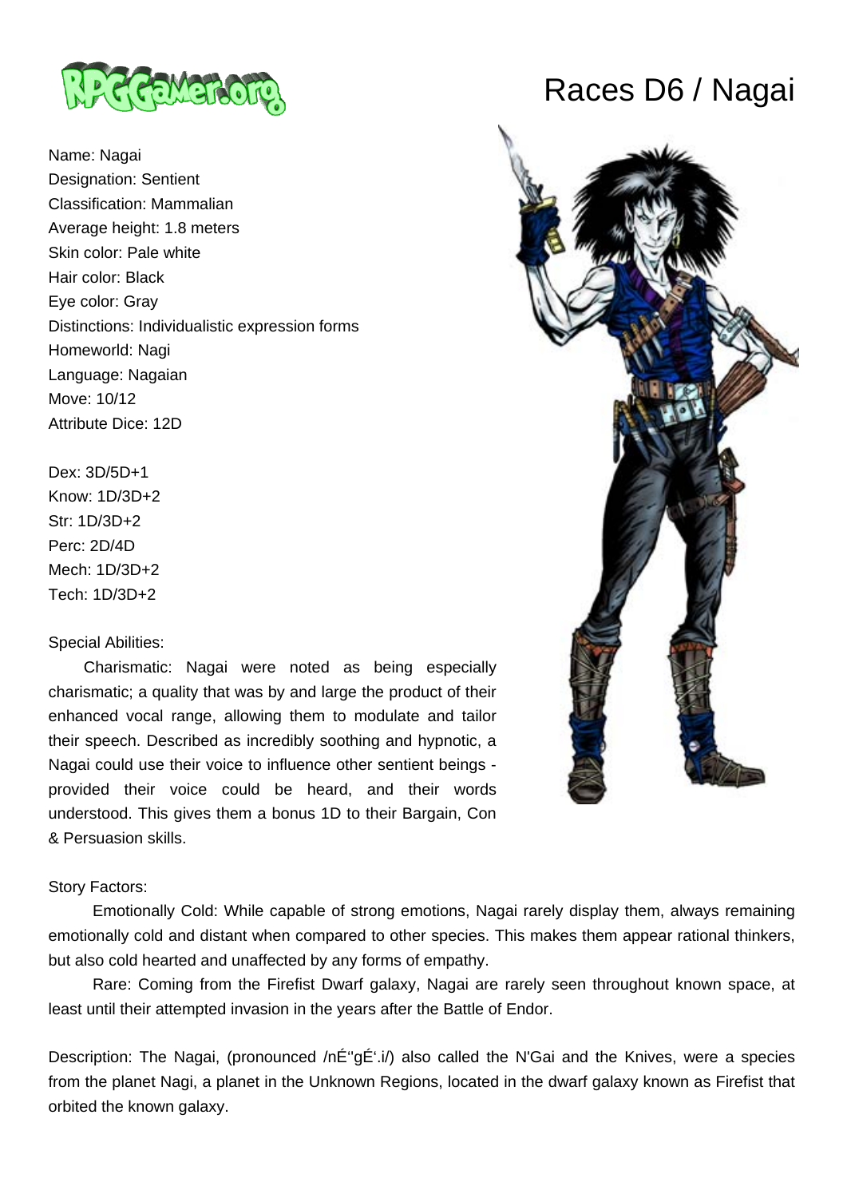# Races D6 / Nagai

Name: Nagai
Designation: Sentient
Classification: Mammalian
Average height: 1.8 meters
Skin color: Pale white
Hair color: Black
Eye color: Gray
Distinctions: Individualistic expression forms
Homeworld: Nagi
Language: Nagaian
Move: 10/12
Attribute Dice: 12D

Dex: 3D/5D+1
Know: 1D/3D+2
Str: 1D/3D+2
Perc: 2D/4D
Mech: 1D/3D+2
Tech: 1D/3D+2

Special Abilities:

Charismatic: Nagai were noted as being especially charismatic; a quality that was by and large the product of their enhanced vocal range, allowing them to modulate and tailor their speech. Described as incredibly soothing and hypnotic, a Nagai could use their voice to influence other sentient beings - provided their voice could be heard, and their words understood. This gives them a bonus 1D to their Bargain, Con & Persuasion skills.

Story Factors:

Emotionally Cold: While capable of strong emotions, Nagai rarely display them, always remaining emotionally cold and distant when compared to other species. This makes them appear rational thinkers, but also cold hearted and unaffected by any forms of empathy.

Rare: Coming from the Firefist Dwarf galaxy, Nagai are rarely seen throughout known space, at least until their attempted invasion in the years after the Battle of Endor.

Description: The Nagai, (pronounced /nÉ'gÉ'.i/) also called the N'Gai and the Knives, were a species from the planet Nagi, a planet in the Unknown Regions, located in the dwarf galaxy known as Firefist that orbited the known galaxy.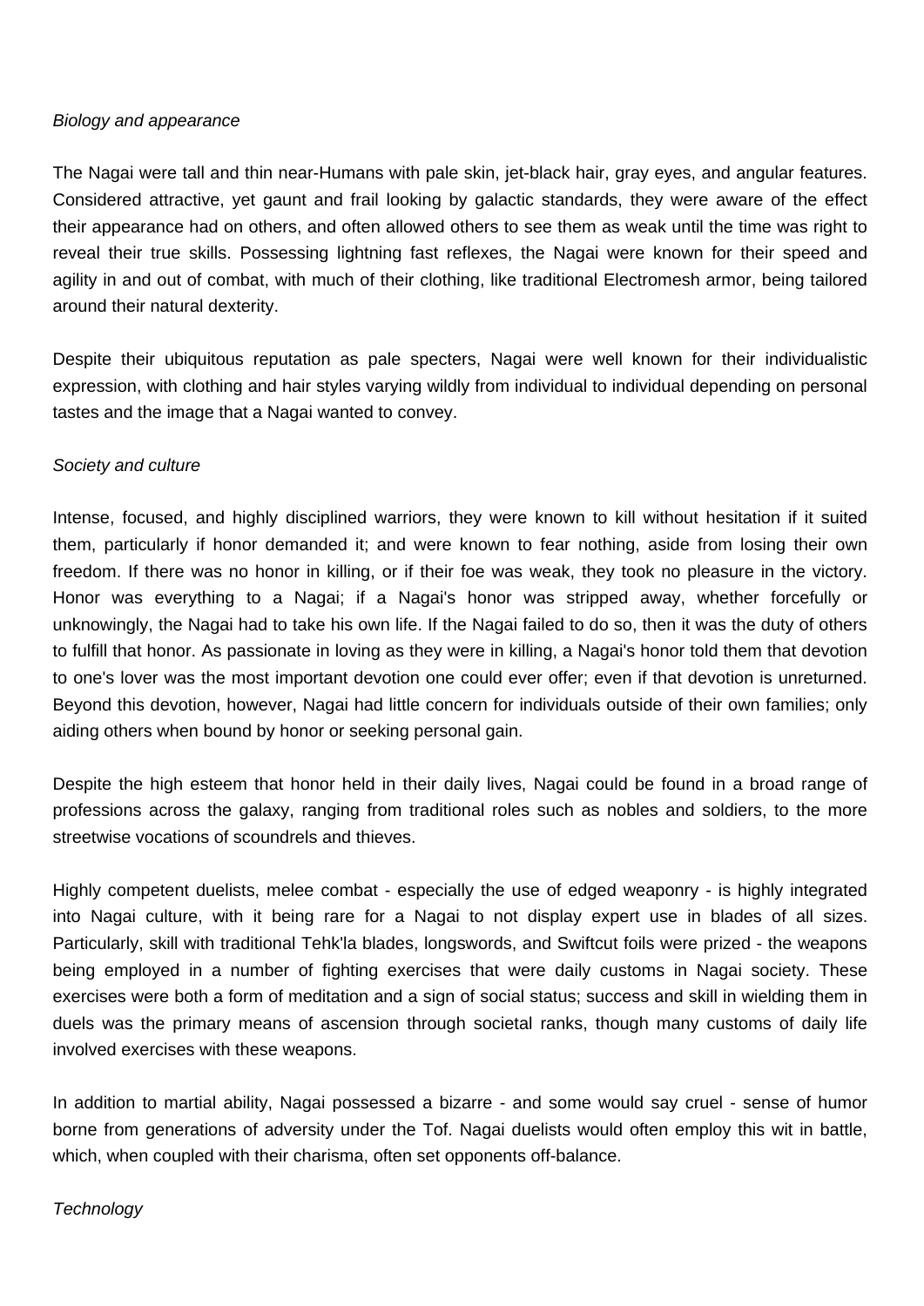*Biology and appearance*

The Nagai were tall and thin near-Humans with pale skin, jet-black hair, gray eyes, and angular features. Considered attractive, yet gaunt and frail looking by galactic standards, they were aware of the effect their appearance had on others, and often allowed others to see them as weak until the time was right to reveal their true skills. Possessing lightning fast reflexes, the Nagai were known for their speed and agility in and out of combat, with much of their clothing, like traditional Electromesh armor, being tailored around their natural dexterity.

Despite their ubiquitous reputation as pale specters, Nagai were well known for their individualistic expression, with clothing and hair styles varying wildly from individual to individual depending on personal tastes and the image that a Nagai wanted to convey.

*Society and culture*

Intense, focused, and highly disciplined warriors, they were known to kill without hesitation if it suited them, particularly if honor demanded it; and were known to fear nothing, aside from losing their own freedom. If there was no honor in killing, or if their foe was weak, they took no pleasure in the victory. Honor was everything to a Nagai; if a Nagai's honor was stripped away, whether forcefully or unknowingly, the Nagai had to take his own life. If the Nagai failed to do so, then it was the duty of others to fulfill that honor. As passionate in loving as they were in killing, a Nagai's honor told them that devotion to one's lover was the most important devotion one could ever offer; even if that devotion is unreturned. Beyond this devotion, however, Nagai had little concern for individuals outside of their own families; only aiding others when bound by honor or seeking personal gain.

Despite the high esteem that honor held in their daily lives, Nagai could be found in a broad range of professions across the galaxy, ranging from traditional roles such as nobles and soldiers, to the more streetwise vocations of scoundrels and thieves.

Highly competent duelists, melee combat - especially the use of edged weaponry - is highly integrated into Nagai culture, with it being rare for a Nagai to not display expert use in blades of all sizes. Particularly, skill with traditional Tehk'la blades, longswords, and Swiftcut foils were prized - the weapons being employed in a number of fighting exercises that were daily customs in Nagai society. These exercises were both a form of meditation and a sign of social status; success and skill in wielding them in duels was the primary means of ascension through societal ranks, though many customs of daily life involved exercises with these weapons.

In addition to martial ability, Nagai possessed a bizarre - and some would say cruel - sense of humor borne from generations of adversity under the Tof. Nagai duelists would often employ this wit in battle, which, when coupled with their charisma, often set opponents off-balance.

*Technology*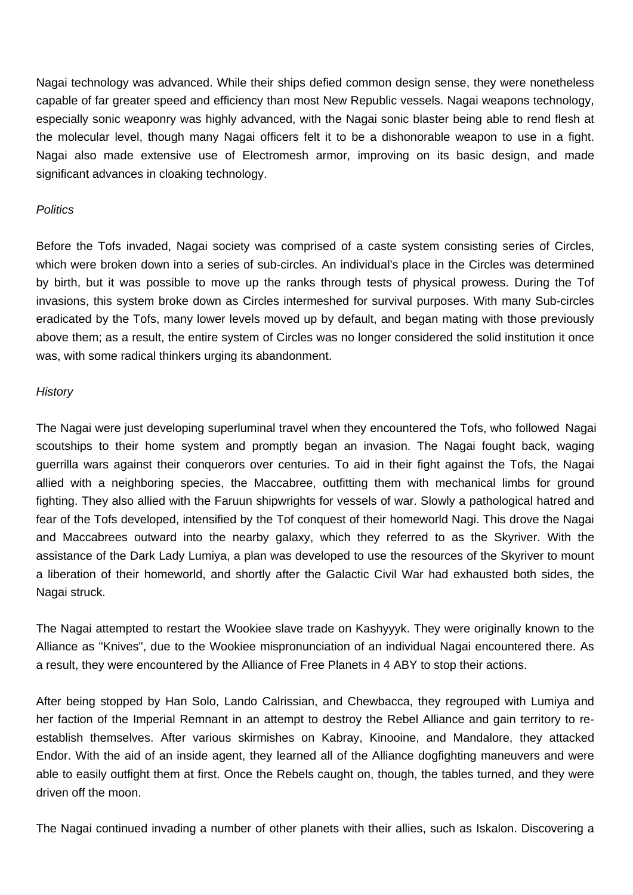Nagai technology was advanced. While their ships defied common design sense, they were nonetheless capable of far greater speed and efficiency than most New Republic vessels. Nagai weapons technology, especially sonic weaponry was highly advanced, with the Nagai sonic blaster being able to rend flesh at the molecular level, though many Nagai officers felt it to be a dishonorable weapon to use in a fight. Nagai also made extensive use of Electromesh armor, improving on its basic design, and made significant advances in cloaking technology.

*Politics*

Before the Tofs invaded, Nagai society was comprised of a caste system consisting series of Circles, which were broken down into a series of sub-circles. An individual's place in the Circles was determined by birth, but it was possible to move up the ranks through tests of physical prowess. During the Tof invasions, this system broke down as Circles intermeshed for survival purposes. With many Sub-circles eradicated by the Tofs, many lower levels moved up by default, and began mating with those previously above them; as a result, the entire system of Circles was no longer considered the solid institution it once was, with some radical thinkers urging its abandonment.

*History*

The Nagai were just developing superluminal travel when they encountered the Tofs, who followed Nagai scoutships to their home system and promptly began an invasion. The Nagai fought back, waging guerrilla wars against their conquerors over centuries. To aid in their fight against the Tofs, the Nagai allied with a neighboring species, the Maccabree, outfitting them with mechanical limbs for ground fighting. They also allied with the Faruun shipwrights for vessels of war. Slowly a pathological hatred and fear of the Tofs developed, intensified by the Tof conquest of their homeworld Nagi. This drove the Nagai and Maccabrees outward into the nearby galaxy, which they referred to as the Skyriver. With the assistance of the Dark Lady Lumiya, a plan was developed to use the resources of the Skyriver to mount a liberation of their homeworld, and shortly after the Galactic Civil War had exhausted both sides, the Nagai struck.

The Nagai attempted to restart the Wookiee slave trade on Kashyyyk. They were originally known to the Alliance as "Knives", due to the Wookiee mispronunciation of an individual Nagai encountered there. As a result, they were encountered by the Alliance of Free Planets in 4 ABY to stop their actions.

After being stopped by Han Solo, Lando Calrissian, and Chewbacca, they regrouped with Lumiya and her faction of the Imperial Remnant in an attempt to destroy the Rebel Alliance and gain territory to re-establish themselves. After various skirmishes on Kabray, Kinooine, and Mandalore, they attacked Endor. With the aid of an inside agent, they learned all of the Alliance dogfighting maneuvers and were able to easily outfight them at first. Once the Rebels caught on, though, the tables turned, and they were driven off the moon.

The Nagai continued invading a number of other planets with their allies, such as Iskalon. Discovering a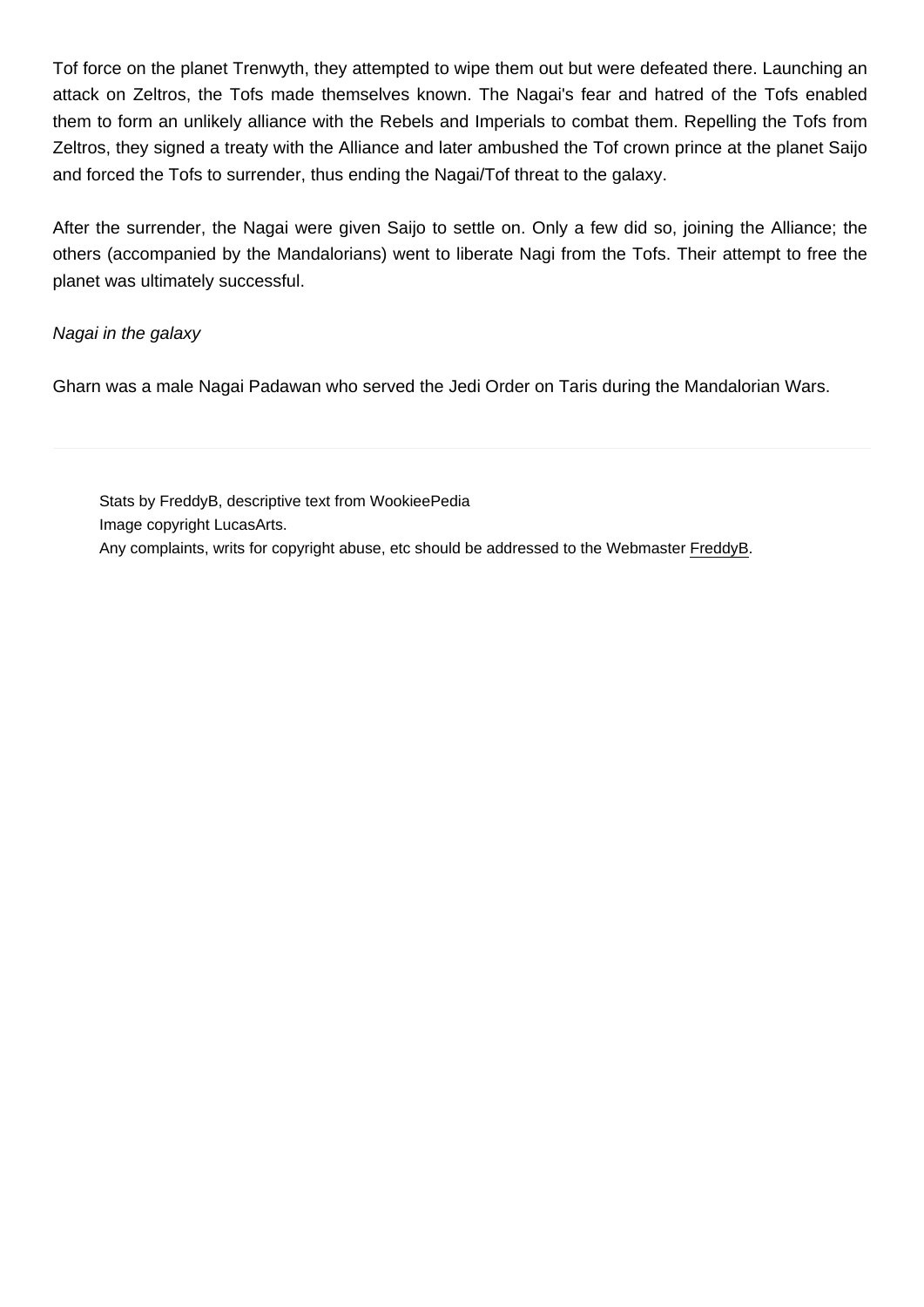Tof force on the planet Trenwyth, they attempted to wipe them out but were defeated there. Launching an attack on Zeltros, the Tofs made themselves known. The Nagai's fear and hatred of the Tofs enabled them to form an unlikely alliance with the Rebels and Imperials to combat them. Repelling the Tofs from Zeltros, they signed a treaty with the Alliance and later ambushed the Tof crown prince at the planet Saijo and forced the Tofs to surrender, thus ending the Nagai/Tof threat to the galaxy.

After the surrender, the Nagai were given Saijo to settle on. Only a few did so, joining the Alliance; the others (accompanied by the Mandalorians) went to liberate Nagi from the Tofs. Their attempt to free the planet was ultimately successful.

*Nagai in the galaxy*

Gharn was a male Nagai Padawan who served the Jedi Order on Taris during the Mandalorian Wars.

---

Stats by FreddyB, descriptive text from WookieePedia
Image copyright LucasArts.
Any complaints, writs for copyright abuse, etc should be addressed to the Webmaster FreddyB.